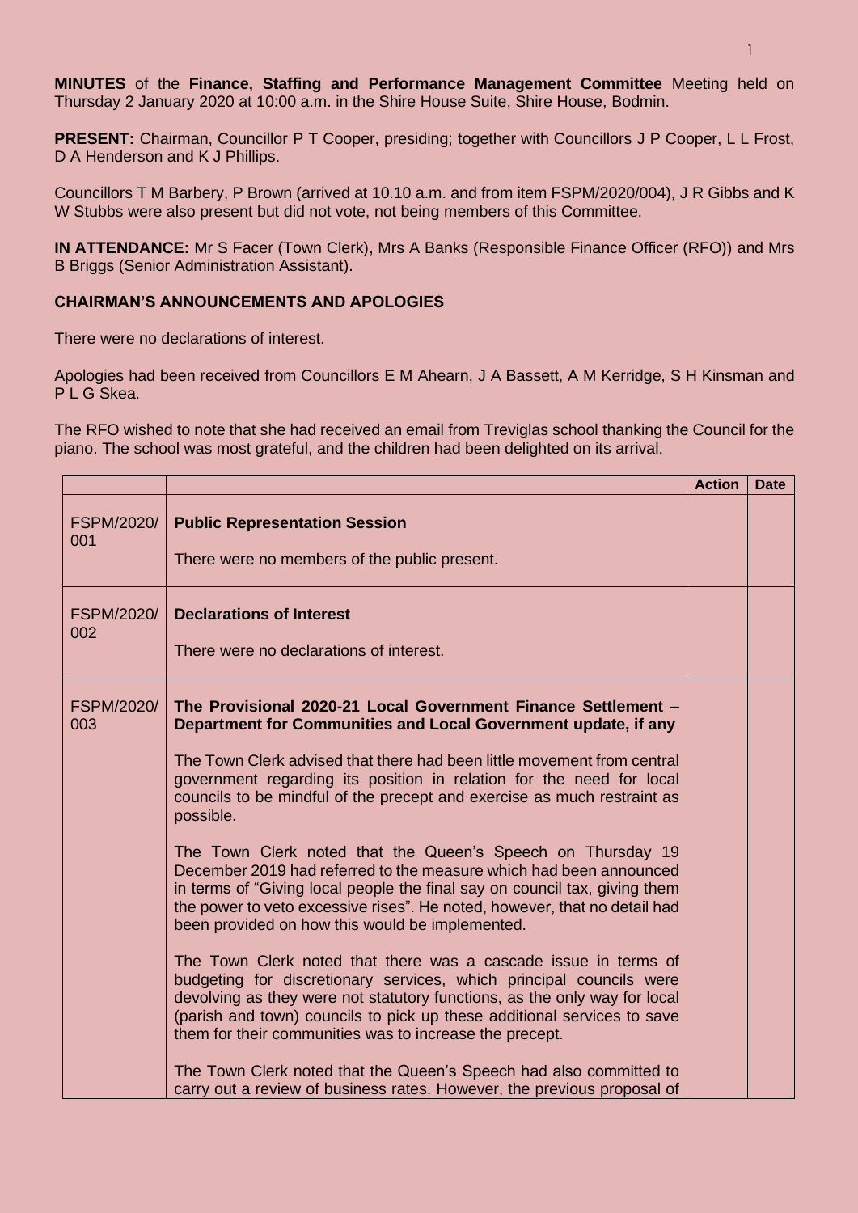**MINUTES** of the **Finance, Staffing and Performance Management Committee** Meeting held on Thursday 2 January 2020 at 10:00 a.m. in the Shire House Suite, Shire House, Bodmin.

**PRESENT:** Chairman, Councillor P T Cooper, presiding; together with Councillors J P Cooper, L L Frost, D A Henderson and K J Phillips.

Councillors T M Barbery, P Brown (arrived at 10.10 a.m. and from item FSPM/2020/004), J R Gibbs and K W Stubbs were also present but did not vote, not being members of this Committee.

**IN ATTENDANCE:** Mr S Facer (Town Clerk), Mrs A Banks (Responsible Finance Officer (RFO)) and Mrs B Briggs (Senior Administration Assistant).

**CHAIRMAN'S ANNOUNCEMENTS AND APOLOGIES**

There were no declarations of interest.

Apologies had been received from Councillors E M Ahearn, J A Bassett, A M Kerridge, S H Kinsman and P L G Skea.

The RFO wished to note that she had received an email from Treviglas school thanking the Council for the piano. The school was most grateful, and the children had been delighted on its arrival.

| | | Action | Date |
|---|---|---|---|
| FSPM/2020/ 001 | **Public Representation Session**<br><br>There were no members of the public present. | | |
| FSPM/2020/ 002 | **Declarations of Interest**<br><br>There were no declarations of interest. | | |
| FSPM/2020/ 003 | **The Provisional 2020-21 Local Government Finance Settlement – Department for Communities and Local Government update, if any**<br><br>The Town Clerk advised that there had been little movement from central government regarding its position in relation for the need for local councils to be mindful of the precept and exercise as much restraint as possible.<br><br>The Town Clerk noted that the Queen's Speech on Thursday 19 December 2019 had referred to the measure which had been announced in terms of "Giving local people the final say on council tax, giving them the power to veto excessive rises". He noted, however, that no detail had been provided on how this would be implemented.<br><br>The Town Clerk noted that there was a cascade issue in terms of budgeting for discretionary services, which principal councils were devolving as they were not statutory functions, as the only way for local (parish and town) councils to pick up these additional services to save them for their communities was to increase the precept.<br><br>The Town Clerk noted that the Queen's Speech had also committed to carry out a review of business rates. However, the previous proposal of | | |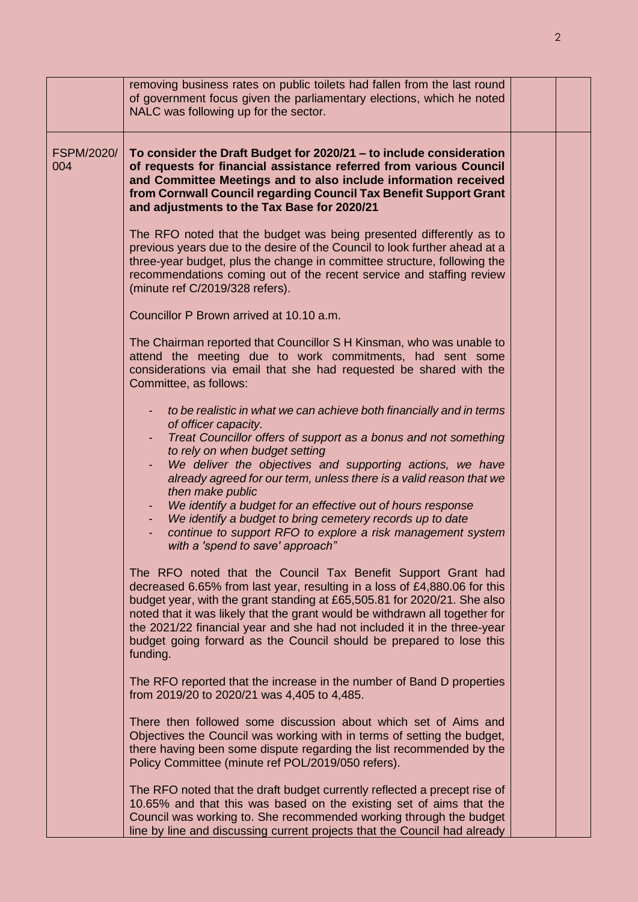| | | | |
|---|---|---|---|
| | removing business rates on public toilets had fallen from the last round of government focus given the parliamentary elections, which he noted NALC was following up for the sector. | | |
| FSPM/2020/004 | **To consider the Draft Budget for 2020/21 – to include consideration of requests for financial assistance referred from various Council and Committee Meetings and to also include information received from Cornwall Council regarding Council Tax Benefit Support Grant and adjustments to the Tax Base for 2020/21**<br><br>The RFO noted that the budget was being presented differently as to previous years due to the desire of the Council to look further ahead at a three-year budget, plus the change in committee structure, following the recommendations coming out of the recent service and staffing review (minute ref C/2019/328 refers).<br><br>Councillor P Brown arrived at 10.10 a.m.<br><br>The Chairman reported that Councillor S H Kinsman, who was unable to attend the meeting due to work commitments, had sent some considerations via email that she had requested be shared with the Committee, as follows:<br><br>- *to be realistic in what we can achieve both financially and in terms of officer capacity.*<br>- *Treat Councillor offers of support as a bonus and not something to rely on when budget setting*<br>- *We deliver the objectives and supporting actions, we have already agreed for our term, unless there is a valid reason that we then make public*<br>- *We identify a budget for an effective out of hours response*<br>- *We identify a budget to bring cemetery records up to date*<br>- *continue to support RFO to explore a risk management system with a 'spend to save' approach"*<br><br>The RFO noted that the Council Tax Benefit Support Grant had decreased 6.65% from last year, resulting in a loss of £4,880.06 for this budget year, with the grant standing at £65,505.81 for 2020/21. She also noted that it was likely that the grant would be withdrawn all together for the 2021/22 financial year and she had not included it in the three-year budget going forward as the Council should be prepared to lose this funding.<br><br>The RFO reported that the increase in the number of Band D properties from 2019/20 to 2020/21 was 4,405 to 4,485.<br><br>There then followed some discussion about which set of Aims and Objectives the Council was working with in terms of setting the budget, there having been some dispute regarding the list recommended by the Policy Committee (minute ref POL/2019/050 refers).<br><br>The RFO noted that the draft budget currently reflected a precept rise of 10.65% and that this was based on the existing set of aims that the Council was working to. She recommended working through the budget line by line and discussing current projects that the Council had already | | |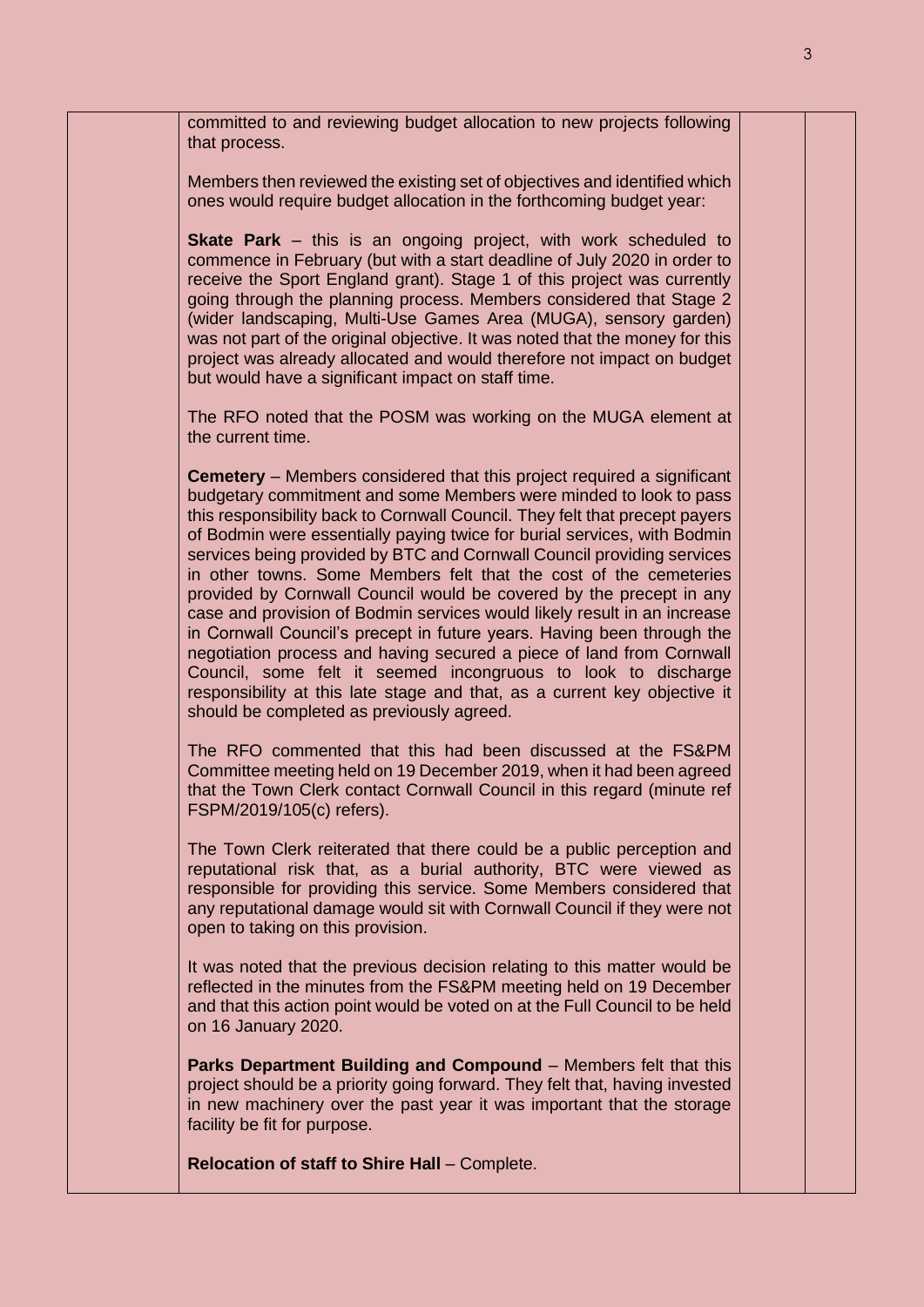committed to and reviewing budget allocation to new projects following that process.

Members then reviewed the existing set of objectives and identified which ones would require budget allocation in the forthcoming budget year:

**Skate Park** – this is an ongoing project, with work scheduled to commence in February (but with a start deadline of July 2020 in order to receive the Sport England grant). Stage 1 of this project was currently going through the planning process. Members considered that Stage 2 (wider landscaping, Multi-Use Games Area (MUGA), sensory garden) was not part of the original objective. It was noted that the money for this project was already allocated and would therefore not impact on budget but would have a significant impact on staff time.

The RFO noted that the POSM was working on the MUGA element at the current time.

**Cemetery** – Members considered that this project required a significant budgetary commitment and some Members were minded to look to pass this responsibility back to Cornwall Council. They felt that precept payers of Bodmin were essentially paying twice for burial services, with Bodmin services being provided by BTC and Cornwall Council providing services in other towns. Some Members felt that the cost of the cemeteries provided by Cornwall Council would be covered by the precept in any case and provision of Bodmin services would likely result in an increase in Cornwall Council's precept in future years. Having been through the negotiation process and having secured a piece of land from Cornwall Council, some felt it seemed incongruous to look to discharge responsibility at this late stage and that, as a current key objective it should be completed as previously agreed.

The RFO commented that this had been discussed at the FS&PM Committee meeting held on 19 December 2019, when it had been agreed that the Town Clerk contact Cornwall Council in this regard (minute ref FSPM/2019/105(c) refers).

The Town Clerk reiterated that there could be a public perception and reputational risk that, as a burial authority, BTC were viewed as responsible for providing this service. Some Members considered that any reputational damage would sit with Cornwall Council if they were not open to taking on this provision.

It was noted that the previous decision relating to this matter would be reflected in the minutes from the FS&PM meeting held on 19 December and that this action point would be voted on at the Full Council to be held on 16 January 2020.

**Parks Department Building and Compound** – Members felt that this project should be a priority going forward. They felt that, having invested in new machinery over the past year it was important that the storage facility be fit for purpose.

**Relocation of staff to Shire Hall** – Complete.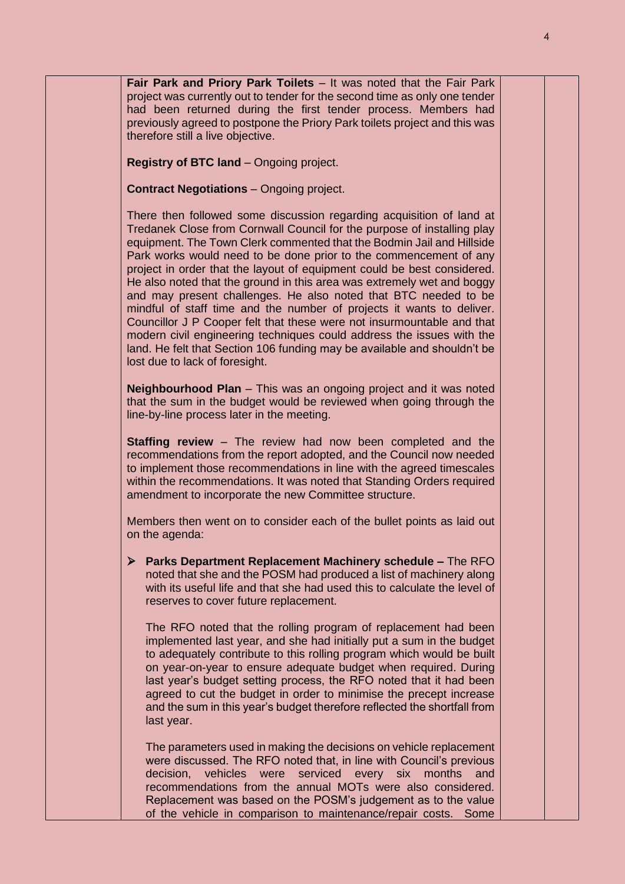**Fair Park and Priory Park Toilets** – It was noted that the Fair Park project was currently out to tender for the second time as only one tender had been returned during the first tender process. Members had previously agreed to postpone the Priory Park toilets project and this was therefore still a live objective.

**Registry of BTC land** – Ongoing project.

**Contract Negotiations** – Ongoing project.

There then followed some discussion regarding acquisition of land at Tredanek Close from Cornwall Council for the purpose of installing play equipment. The Town Clerk commented that the Bodmin Jail and Hillside Park works would need to be done prior to the commencement of any project in order that the layout of equipment could be best considered. He also noted that the ground in this area was extremely wet and boggy and may present challenges. He also noted that BTC needed to be mindful of staff time and the number of projects it wants to deliver. Councillor J P Cooper felt that these were not insurmountable and that modern civil engineering techniques could address the issues with the land. He felt that Section 106 funding may be available and shouldn't be lost due to lack of foresight.

**Neighbourhood Plan** – This was an ongoing project and it was noted that the sum in the budget would be reviewed when going through the line-by-line process later in the meeting.

**Staffing review** – The review had now been completed and the recommendations from the report adopted, and the Council now needed to implement those recommendations in line with the agreed timescales within the recommendations. It was noted that Standing Orders required amendment to incorporate the new Committee structure.

Members then went on to consider each of the bullet points as laid out on the agenda:

- **Parks Department Replacement Machinery schedule –** The RFO noted that she and the POSM had produced a list of machinery along with its useful life and that she had used this to calculate the level of reserves to cover future replacement.

  The RFO noted that the rolling program of replacement had been implemented last year, and she had initially put a sum in the budget to adequately contribute to this rolling program which would be built on year-on-year to ensure adequate budget when required. During last year's budget setting process, the RFO noted that it had been agreed to cut the budget in order to minimise the precept increase and the sum in this year's budget therefore reflected the shortfall from last year.

  The parameters used in making the decisions on vehicle replacement were discussed. The RFO noted that, in line with Council's previous decision, vehicles were serviced every six months and recommendations from the annual MOTs were also considered. Replacement was based on the POSM's judgement as to the value of the vehicle in comparison to maintenance/repair costs. Some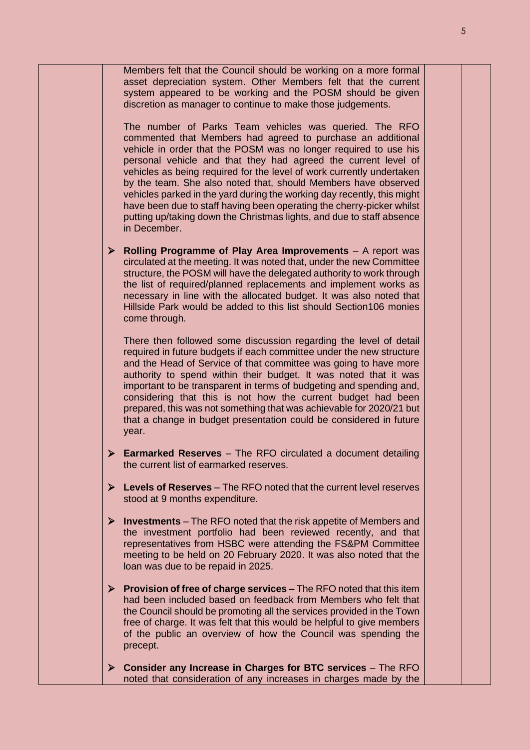Members felt that the Council should be working on a more formal asset depreciation system. Other Members felt that the current system appeared to be working and the POSM should be given discretion as manager to continue to make those judgements.

The number of Parks Team vehicles was queried. The RFO commented that Members had agreed to purchase an additional vehicle in order that the POSM was no longer required to use his personal vehicle and that they had agreed the current level of vehicles as being required for the level of work currently undertaken by the team. She also noted that, should Members have observed vehicles parked in the yard during the working day recently, this might have been due to staff having been operating the cherry-picker whilst putting up/taking down the Christmas lights, and due to staff absence in December.

- **Rolling Programme of Play Area Improvements** – A report was circulated at the meeting. It was noted that, under the new Committee structure, the POSM will have the delegated authority to work through the list of required/planned replacements and implement works as necessary in line with the allocated budget. It was also noted that Hillside Park would be added to this list should Section106 monies come through.

  There then followed some discussion regarding the level of detail required in future budgets if each committee under the new structure and the Head of Service of that committee was going to have more authority to spend within their budget. It was noted that it was important to be transparent in terms of budgeting and spending and, considering that this is not how the current budget had been prepared, this was not something that was achievable for 2020/21 but that a change in budget presentation could be considered in future year.

- **Earmarked Reserves** – The RFO circulated a document detailing the current list of earmarked reserves.

- **Levels of Reserves** – The RFO noted that the current level reserves stood at 9 months expenditure.

- **Investments** – The RFO noted that the risk appetite of Members and the investment portfolio had been reviewed recently, and that representatives from HSBC were attending the FS&PM Committee meeting to be held on 20 February 2020. It was also noted that the loan was due to be repaid in 2025.

- **Provision of free of charge services –** The RFO noted that this item had been included based on feedback from Members who felt that the Council should be promoting all the services provided in the Town free of charge. It was felt that this would be helpful to give members of the public an overview of how the Council was spending the precept.

- **Consider any Increase in Charges for BTC services** – The RFO noted that consideration of any increases in charges made by the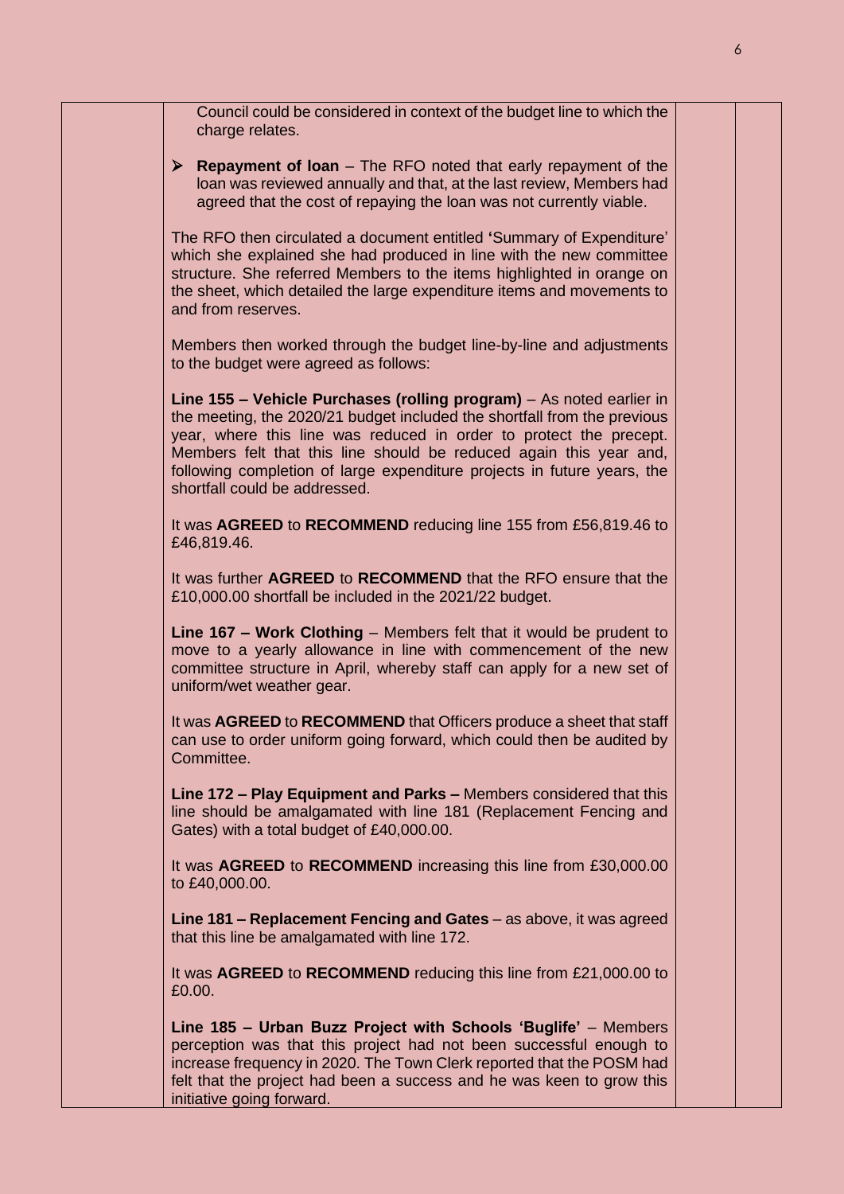Council could be considered in context of the budget line to which the charge relates.

- **Repayment of loan** – The RFO noted that early repayment of the loan was reviewed annually and that, at the last review, Members had agreed that the cost of repaying the loan was not currently viable.

The RFO then circulated a document entitled 'Summary of Expenditure' which she explained she had produced in line with the new committee structure. She referred Members to the items highlighted in orange on the sheet, which detailed the large expenditure items and movements to and from reserves.

Members then worked through the budget line-by-line and adjustments to the budget were agreed as follows:

**Line 155 – Vehicle Purchases (rolling program)** – As noted earlier in the meeting, the 2020/21 budget included the shortfall from the previous year, where this line was reduced in order to protect the precept. Members felt that this line should be reduced again this year and, following completion of large expenditure projects in future years, the shortfall could be addressed.

It was **AGREED** to **RECOMMEND** reducing line 155 from £56,819.46 to £46,819.46.

It was further **AGREED** to **RECOMMEND** that the RFO ensure that the £10,000.00 shortfall be included in the 2021/22 budget.

**Line 167 – Work Clothing** – Members felt that it would be prudent to move to a yearly allowance in line with commencement of the new committee structure in April, whereby staff can apply for a new set of uniform/wet weather gear.

It was **AGREED** to **RECOMMEND** that Officers produce a sheet that staff can use to order uniform going forward, which could then be audited by Committee.

**Line 172 – Play Equipment and Parks –** Members considered that this line should be amalgamated with line 181 (Replacement Fencing and Gates) with a total budget of £40,000.00.

It was **AGREED** to **RECOMMEND** increasing this line from £30,000.00 to £40,000.00.

**Line 181 – Replacement Fencing and Gates** – as above, it was agreed that this line be amalgamated with line 172.

It was **AGREED** to **RECOMMEND** reducing this line from £21,000.00 to £0.00.

**Line 185 – Urban Buzz Project with Schools 'Buglife'** – Members perception was that this project had not been successful enough to increase frequency in 2020. The Town Clerk reported that the POSM had felt that the project had been a success and he was keen to grow this initiative going forward.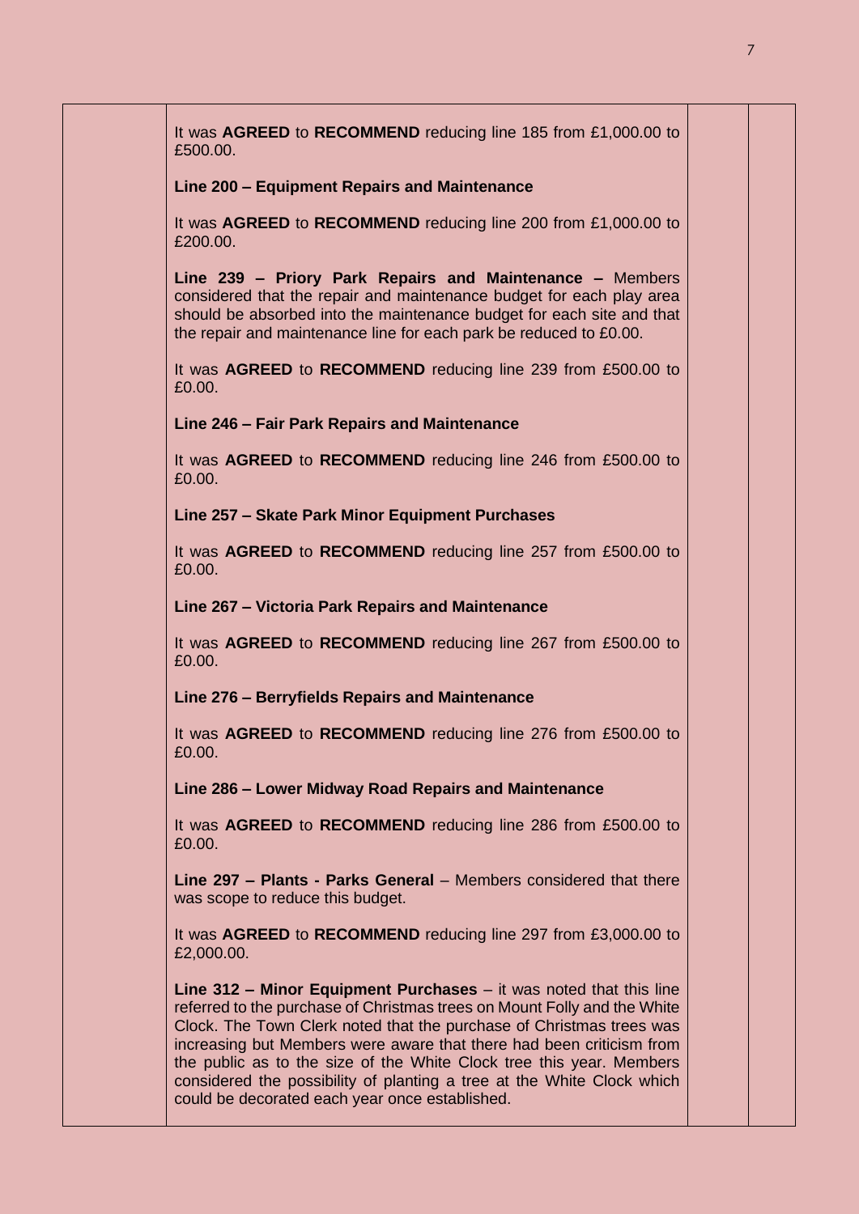It was **AGREED** to **RECOMMEND** reducing line 185 from £1,000.00 to £500.00.

**Line 200 – Equipment Repairs and Maintenance**

It was **AGREED** to **RECOMMEND** reducing line 200 from £1,000.00 to £200.00.

**Line 239 – Priory Park Repairs and Maintenance –** Members considered that the repair and maintenance budget for each play area should be absorbed into the maintenance budget for each site and that the repair and maintenance line for each park be reduced to £0.00.

It was **AGREED** to **RECOMMEND** reducing line 239 from £500.00 to £0.00.

**Line 246 – Fair Park Repairs and Maintenance**

It was **AGREED** to **RECOMMEND** reducing line 246 from £500.00 to £0.00.

**Line 257 – Skate Park Minor Equipment Purchases**

It was **AGREED** to **RECOMMEND** reducing line 257 from £500.00 to £0.00.

**Line 267 – Victoria Park Repairs and Maintenance**

It was **AGREED** to **RECOMMEND** reducing line 267 from £500.00 to £0.00.

**Line 276 – Berryfields Repairs and Maintenance**

It was **AGREED** to **RECOMMEND** reducing line 276 from £500.00 to £0.00.

**Line 286 – Lower Midway Road Repairs and Maintenance**

It was **AGREED** to **RECOMMEND** reducing line 286 from £500.00 to £0.00.

**Line 297 – Plants - Parks General** – Members considered that there was scope to reduce this budget.

It was **AGREED** to **RECOMMEND** reducing line 297 from £3,000.00 to £2,000.00.

**Line 312 – Minor Equipment Purchases** – it was noted that this line referred to the purchase of Christmas trees on Mount Folly and the White Clock. The Town Clerk noted that the purchase of Christmas trees was increasing but Members were aware that there had been criticism from the public as to the size of the White Clock tree this year. Members considered the possibility of planting a tree at the White Clock which could be decorated each year once established.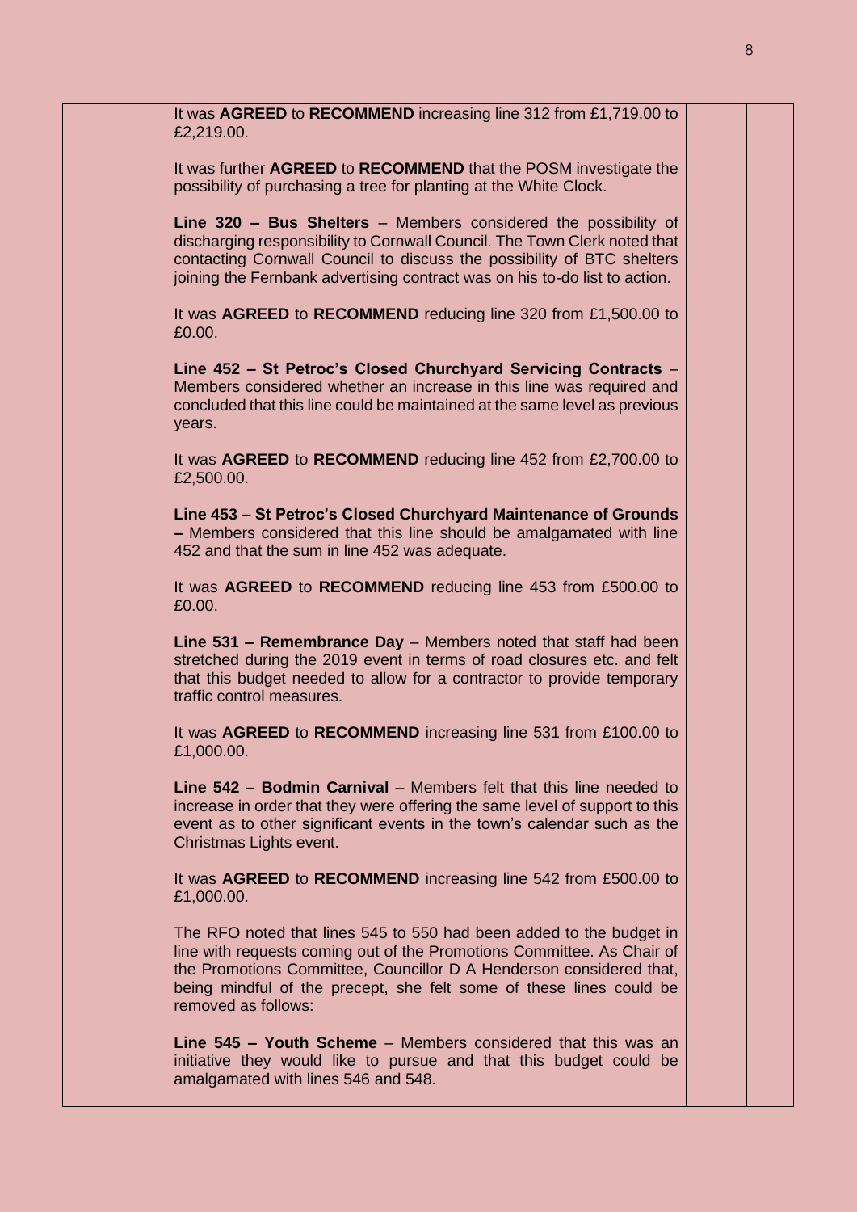It was **AGREED** to **RECOMMEND** increasing line 312 from £1,719.00 to £2,219.00.

It was further **AGREED** to **RECOMMEND** that the POSM investigate the possibility of purchasing a tree for planting at the White Clock.

**Line 320 – Bus Shelters** – Members considered the possibility of discharging responsibility to Cornwall Council. The Town Clerk noted that contacting Cornwall Council to discuss the possibility of BTC shelters joining the Fernbank advertising contract was on his to-do list to action.

It was **AGREED** to **RECOMMEND** reducing line 320 from £1,500.00 to £0.00.

**Line 452 – St Petroc's Closed Churchyard Servicing Contracts** – Members considered whether an increase in this line was required and concluded that this line could be maintained at the same level as previous years.

It was **AGREED** to **RECOMMEND** reducing line 452 from £2,700.00 to £2,500.00.

**Line 453 – St Petroc's Closed Churchyard Maintenance of Grounds –** Members considered that this line should be amalgamated with line 452 and that the sum in line 452 was adequate.

It was **AGREED** to **RECOMMEND** reducing line 453 from £500.00 to £0.00.

**Line 531 – Remembrance Day** – Members noted that staff had been stretched during the 2019 event in terms of road closures etc. and felt that this budget needed to allow for a contractor to provide temporary traffic control measures.

It was **AGREED** to **RECOMMEND** increasing line 531 from £100.00 to £1,000.00.

**Line 542 – Bodmin Carnival** – Members felt that this line needed to increase in order that they were offering the same level of support to this event as to other significant events in the town's calendar such as the Christmas Lights event.

It was **AGREED** to **RECOMMEND** increasing line 542 from £500.00 to £1,000.00.

The RFO noted that lines 545 to 550 had been added to the budget in line with requests coming out of the Promotions Committee. As Chair of the Promotions Committee, Councillor D A Henderson considered that, being mindful of the precept, she felt some of these lines could be removed as follows:

**Line 545 – Youth Scheme** – Members considered that this was an initiative they would like to pursue and that this budget could be amalgamated with lines 546 and 548.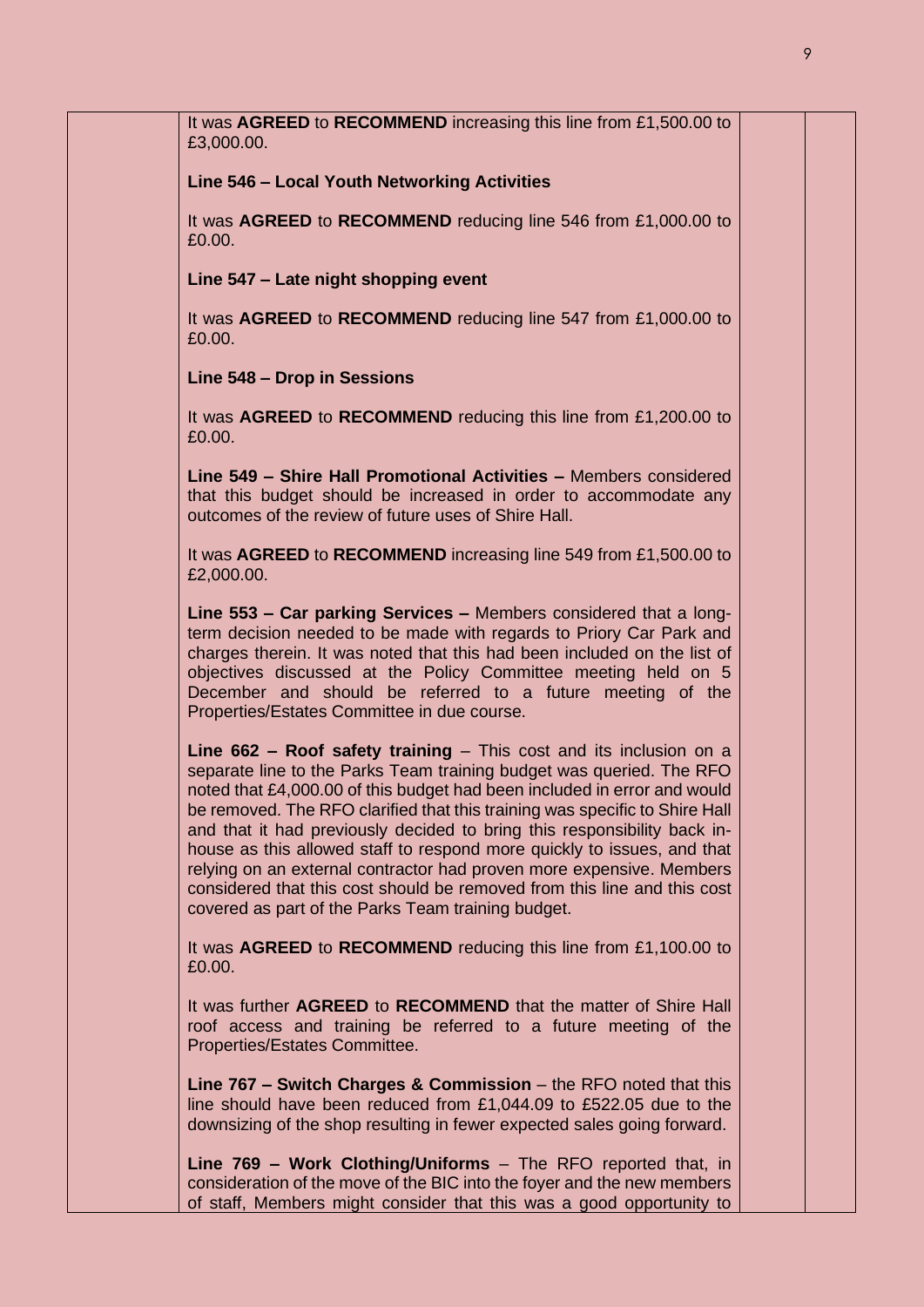It was **AGREED** to **RECOMMEND** increasing this line from £1,500.00 to £3,000.00.

**Line 546 – Local Youth Networking Activities**

It was **AGREED** to **RECOMMEND** reducing line 546 from £1,000.00 to £0.00.

**Line 547 – Late night shopping event**

It was **AGREED** to **RECOMMEND** reducing line 547 from £1,000.00 to £0.00.

**Line 548 – Drop in Sessions**

It was **AGREED** to **RECOMMEND** reducing this line from £1,200.00 to £0.00.

**Line 549 – Shire Hall Promotional Activities –** Members considered that this budget should be increased in order to accommodate any outcomes of the review of future uses of Shire Hall.

It was **AGREED** to **RECOMMEND** increasing line 549 from £1,500.00 to £2,000.00.

**Line 553 – Car parking Services –** Members considered that a long-term decision needed to be made with regards to Priory Car Park and charges therein. It was noted that this had been included on the list of objectives discussed at the Policy Committee meeting held on 5 December and should be referred to a future meeting of the Properties/Estates Committee in due course.

**Line 662 – Roof safety training** – This cost and its inclusion on a separate line to the Parks Team training budget was queried. The RFO noted that £4,000.00 of this budget had been included in error and would be removed. The RFO clarified that this training was specific to Shire Hall and that it had previously decided to bring this responsibility back in-house as this allowed staff to respond more quickly to issues, and that relying on an external contractor had proven more expensive. Members considered that this cost should be removed from this line and this cost covered as part of the Parks Team training budget.

It was **AGREED** to **RECOMMEND** reducing this line from £1,100.00 to £0.00.

It was further **AGREED** to **RECOMMEND** that the matter of Shire Hall roof access and training be referred to a future meeting of the Properties/Estates Committee.

**Line 767 – Switch Charges & Commission** – the RFO noted that this line should have been reduced from £1,044.09 to £522.05 due to the downsizing of the shop resulting in fewer expected sales going forward.

**Line 769 – Work Clothing/Uniforms** – The RFO reported that, in consideration of the move of the BIC into the foyer and the new members of staff, Members might consider that this was a good opportunity to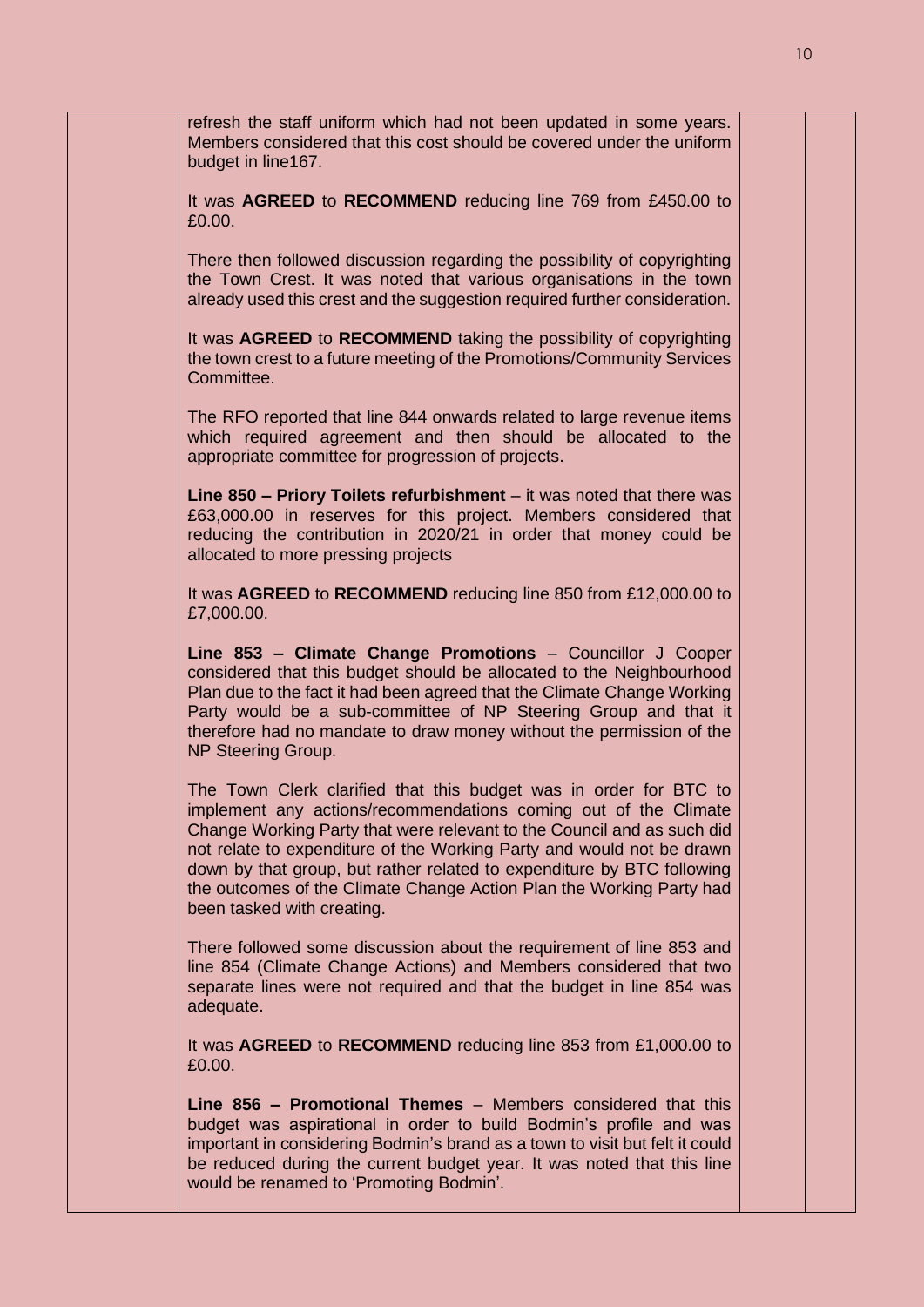refresh the staff uniform which had not been updated in some years. Members considered that this cost should be covered under the uniform budget in line167.

It was **AGREED** to **RECOMMEND** reducing line 769 from £450.00 to £0.00.

There then followed discussion regarding the possibility of copyrighting the Town Crest. It was noted that various organisations in the town already used this crest and the suggestion required further consideration.

It was **AGREED** to **RECOMMEND** taking the possibility of copyrighting the town crest to a future meeting of the Promotions/Community Services Committee.

The RFO reported that line 844 onwards related to large revenue items which required agreement and then should be allocated to the appropriate committee for progression of projects.

**Line 850 – Priory Toilets refurbishment** – it was noted that there was £63,000.00 in reserves for this project. Members considered that reducing the contribution in 2020/21 in order that money could be allocated to more pressing projects

It was **AGREED** to **RECOMMEND** reducing line 850 from £12,000.00 to £7,000.00.

**Line 853 – Climate Change Promotions** – Councillor J Cooper considered that this budget should be allocated to the Neighbourhood Plan due to the fact it had been agreed that the Climate Change Working Party would be a sub-committee of NP Steering Group and that it therefore had no mandate to draw money without the permission of the NP Steering Group.

The Town Clerk clarified that this budget was in order for BTC to implement any actions/recommendations coming out of the Climate Change Working Party that were relevant to the Council and as such did not relate to expenditure of the Working Party and would not be drawn down by that group, but rather related to expenditure by BTC following the outcomes of the Climate Change Action Plan the Working Party had been tasked with creating.

There followed some discussion about the requirement of line 853 and line 854 (Climate Change Actions) and Members considered that two separate lines were not required and that the budget in line 854 was adequate.

It was **AGREED** to **RECOMMEND** reducing line 853 from £1,000.00 to £0.00.

**Line 856 – Promotional Themes** – Members considered that this budget was aspirational in order to build Bodmin's profile and was important in considering Bodmin's brand as a town to visit but felt it could be reduced during the current budget year. It was noted that this line would be renamed to 'Promoting Bodmin'.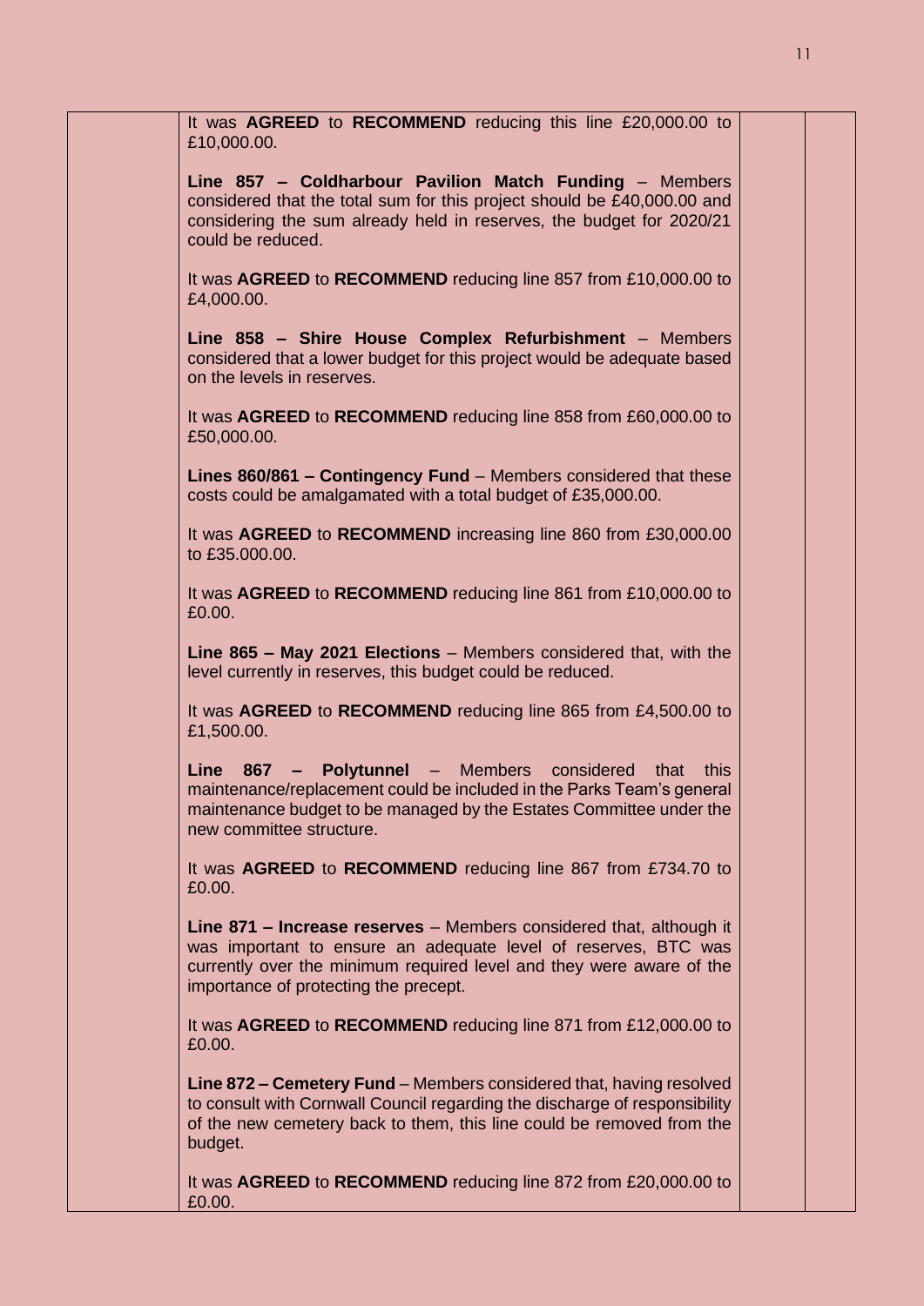It was **AGREED** to **RECOMMEND** reducing this line £20,000.00 to £10,000.00.

**Line 857 – Coldharbour Pavilion Match Funding** – Members considered that the total sum for this project should be £40,000.00 and considering the sum already held in reserves, the budget for 2020/21 could be reduced.

It was **AGREED** to **RECOMMEND** reducing line 857 from £10,000.00 to £4,000.00.

**Line 858 – Shire House Complex Refurbishment** – Members considered that a lower budget for this project would be adequate based on the levels in reserves.

It was **AGREED** to **RECOMMEND** reducing line 858 from £60,000.00 to £50,000.00.

**Lines 860/861 – Contingency Fund** – Members considered that these costs could be amalgamated with a total budget of £35,000.00.

It was **AGREED** to **RECOMMEND** increasing line 860 from £30,000.00 to £35.000.00.

It was **AGREED** to **RECOMMEND** reducing line 861 from £10,000.00 to £0.00.

**Line 865 – May 2021 Elections** – Members considered that, with the level currently in reserves, this budget could be reduced.

It was **AGREED** to **RECOMMEND** reducing line 865 from £4,500.00 to £1,500.00.

**Line 867 – Polytunnel** – Members considered that this maintenance/replacement could be included in the Parks Team's general maintenance budget to be managed by the Estates Committee under the new committee structure.

It was **AGREED** to **RECOMMEND** reducing line 867 from £734.70 to £0.00.

**Line 871 – Increase reserves** – Members considered that, although it was important to ensure an adequate level of reserves, BTC was currently over the minimum required level and they were aware of the importance of protecting the precept.

It was **AGREED** to **RECOMMEND** reducing line 871 from £12,000.00 to £0.00.

**Line 872 – Cemetery Fund** – Members considered that, having resolved to consult with Cornwall Council regarding the discharge of responsibility of the new cemetery back to them, this line could be removed from the budget.

It was **AGREED** to **RECOMMEND** reducing line 872 from £20,000.00 to £0.00.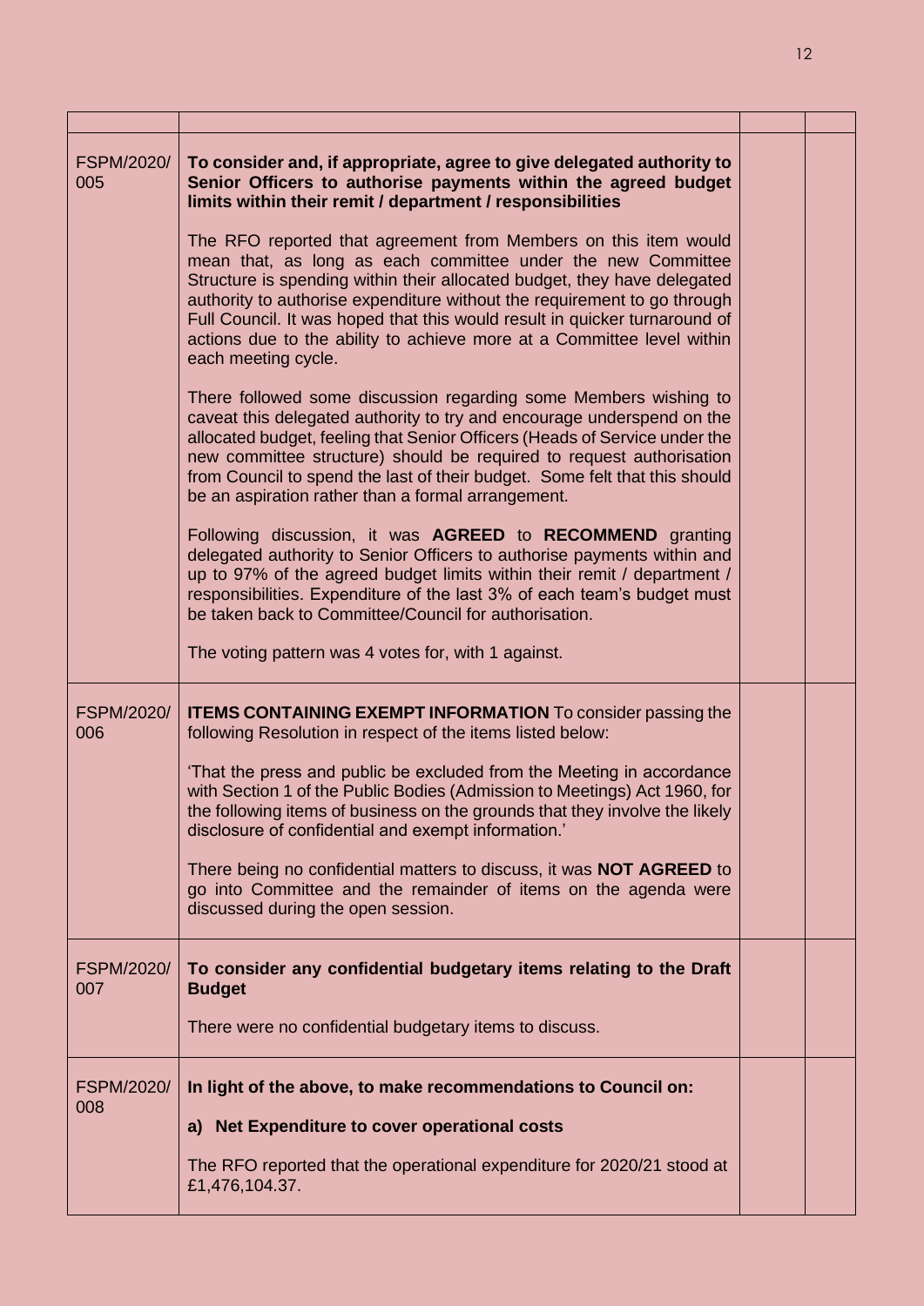| | | | |
|---|---|---|---|
| FSPM/2020/ 005 | **To consider and, if appropriate, agree to give delegated authority to Senior Officers to authorise payments within the agreed budget limits within their remit / department / responsibilities**<br><br>The RFO reported that agreement from Members on this item would mean that, as long as each committee under the new Committee Structure is spending within their allocated budget, they have delegated authority to authorise expenditure without the requirement to go through Full Council. It was hoped that this would result in quicker turnaround of actions due to the ability to achieve more at a Committee level within each meeting cycle.<br><br>There followed some discussion regarding some Members wishing to caveat this delegated authority to try and encourage underspend on the allocated budget, feeling that Senior Officers (Heads of Service under the new committee structure) should be required to request authorisation from Council to spend the last of their budget. Some felt that this should be an aspiration rather than a formal arrangement.<br><br>Following discussion, it was **AGREED** to **RECOMMEND** granting delegated authority to Senior Officers to authorise payments within and up to 97% of the agreed budget limits within their remit / department / responsibilities. Expenditure of the last 3% of each team's budget must be taken back to Committee/Council for authorisation.<br><br>The voting pattern was 4 votes for, with 1 against. | | |
| FSPM/2020/ 006 | **ITEMS CONTAINING EXEMPT INFORMATION** To consider passing the following Resolution in respect of the items listed below:<br><br>'That the press and public be excluded from the Meeting in accordance with Section 1 of the Public Bodies (Admission to Meetings) Act 1960, for the following items of business on the grounds that they involve the likely disclosure of confidential and exempt information.'<br><br>There being no confidential matters to discuss, it was **NOT AGREED** to go into Committee and the remainder of items on the agenda were discussed during the open session. | | |
| FSPM/2020/ 007 | **To consider any confidential budgetary items relating to the Draft Budget**<br><br>There were no confidential budgetary items to discuss. | | |
| FSPM/2020/ 008 | **In light of the above, to make recommendations to Council on:**<br><br>**a) Net Expenditure to cover operational costs**<br><br>The RFO reported that the operational expenditure for 2020/21 stood at £1,476,104.37. | | |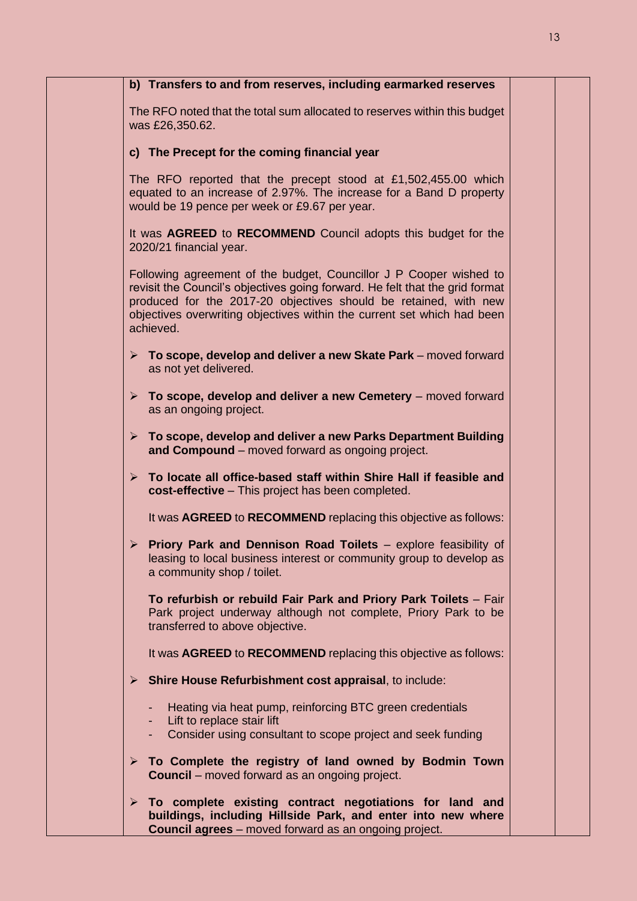**b) Transfers to and from reserves, including earmarked reserves**

The RFO noted that the total sum allocated to reserves within this budget was £26,350.62.

**c) The Precept for the coming financial year**

The RFO reported that the precept stood at £1,502,455.00 which equated to an increase of 2.97%. The increase for a Band D property would be 19 pence per week or £9.67 per year.

It was **AGREED** to **RECOMMEND** Council adopts this budget for the 2020/21 financial year.

Following agreement of the budget, Councillor J P Cooper wished to revisit the Council's objectives going forward. He felt that the grid format produced for the 2017-20 objectives should be retained, with new objectives overwriting objectives within the current set which had been achieved.

- **To scope, develop and deliver a new Skate Park** – moved forward as not yet delivered.
- **To scope, develop and deliver a new Cemetery** – moved forward as an ongoing project.
- **To scope, develop and deliver a new Parks Department Building and Compound** – moved forward as ongoing project.
- **To locate all office-based staff within Shire Hall if feasible and cost-effective** – This project has been completed.

  It was **AGREED** to **RECOMMEND** replacing this objective as follows:

- **Priory Park and Dennison Road Toilets** – explore feasibility of leasing to local business interest or community group to develop as a community shop / toilet.

  **To refurbish or rebuild Fair Park and Priory Park Toilets** – Fair Park project underway although not complete, Priory Park to be transferred to above objective.

  It was **AGREED** to **RECOMMEND** replacing this objective as follows:

- **Shire House Refurbishment cost appraisal**, to include:
  - Heating via heat pump, reinforcing BTC green credentials
  - Lift to replace stair lift
  - Consider using consultant to scope project and seek funding
- **To Complete the registry of land owned by Bodmin Town Council** – moved forward as an ongoing project.
- **To complete existing contract negotiations for land and buildings, including Hillside Park, and enter into new where Council agrees** – moved forward as an ongoing project.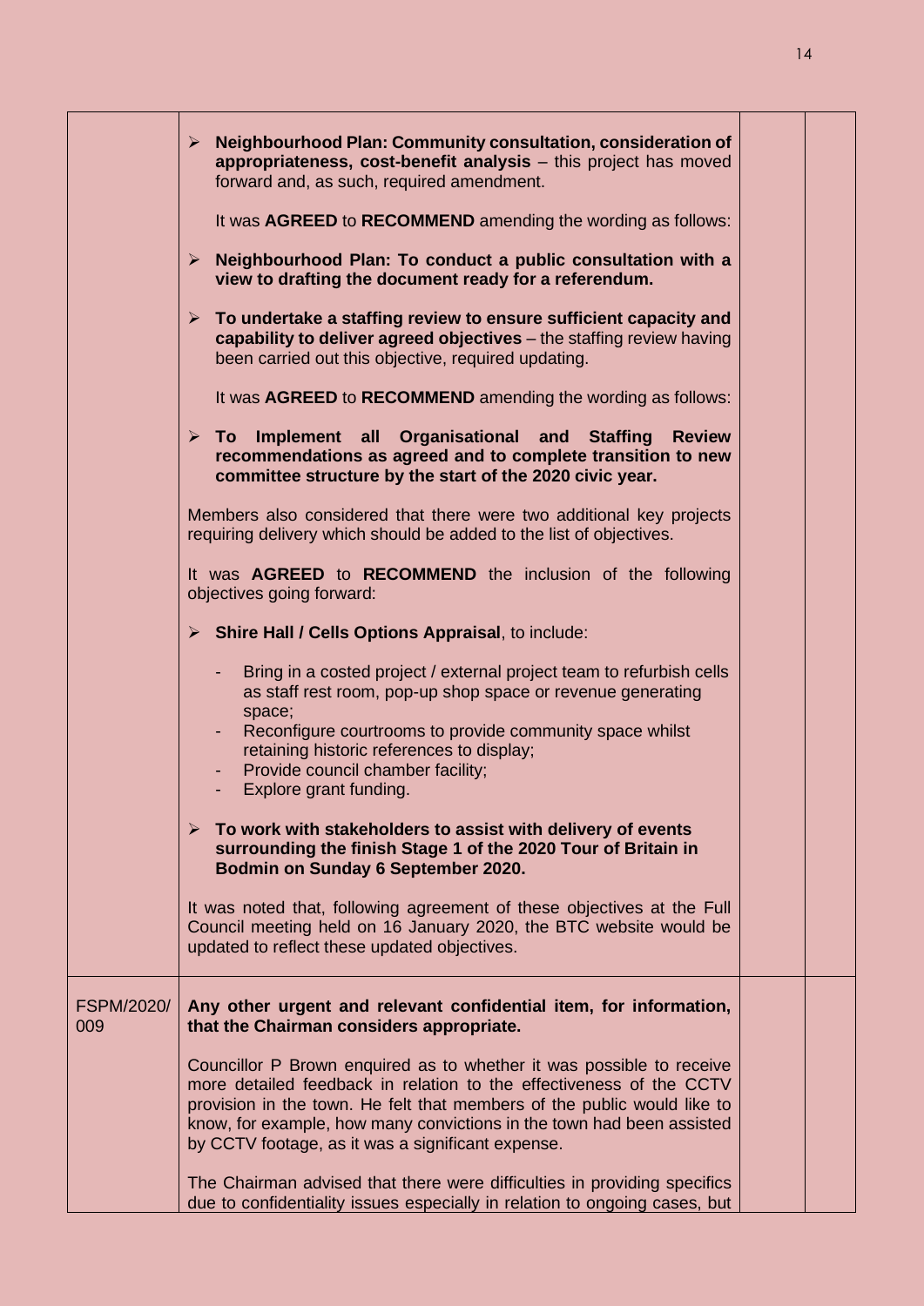| | | | |
|---|---|---|---|
| | ➢ **Neighbourhood Plan: Community consultation, consideration of appropriateness, cost-benefit analysis** – this project has moved forward and, as such, required amendment.<br><br>It was **AGREED** to **RECOMMEND** amending the wording as follows:<br><br>➢ **Neighbourhood Plan: To conduct a public consultation with a view to drafting the document ready for a referendum.**<br><br>➢ **To undertake a staffing review to ensure sufficient capacity and capability to deliver agreed objectives** – the staffing review having been carried out this objective, required updating.<br><br>It was **AGREED** to **RECOMMEND** amending the wording as follows:<br><br>➢ **To Implement all Organisational and Staffing Review recommendations as agreed and to complete transition to new committee structure by the start of the 2020 civic year.**<br><br>Members also considered that there were two additional key projects requiring delivery which should be added to the list of objectives.<br><br>It was **AGREED** to **RECOMMEND** the inclusion of the following objectives going forward:<br><br>➢ **Shire Hall / Cells Options Appraisal**, to include:<br><br>- Bring in a costed project / external project team to refurbish cells as staff rest room, pop-up shop space or revenue generating space;<br>- Reconfigure courtrooms to provide community space whilst retaining historic references to display;<br>- Provide council chamber facility;<br>- Explore grant funding.<br><br>➢ **To work with stakeholders to assist with delivery of events surrounding the finish Stage 1 of the 2020 Tour of Britain in Bodmin on Sunday 6 September 2020.**<br><br>It was noted that, following agreement of these objectives at the Full Council meeting held on 16 January 2020, the BTC website would be updated to reflect these updated objectives. | | |
| FSPM/2020/009 | **Any other urgent and relevant confidential item, for information, that the Chairman considers appropriate.**<br><br>Councillor P Brown enquired as to whether it was possible to receive more detailed feedback in relation to the effectiveness of the CCTV provision in the town. He felt that members of the public would like to know, for example, how many convictions in the town had been assisted by CCTV footage, as it was a significant expense.<br><br>The Chairman advised that there were difficulties in providing specifics due to confidentiality issues especially in relation to ongoing cases, but | | |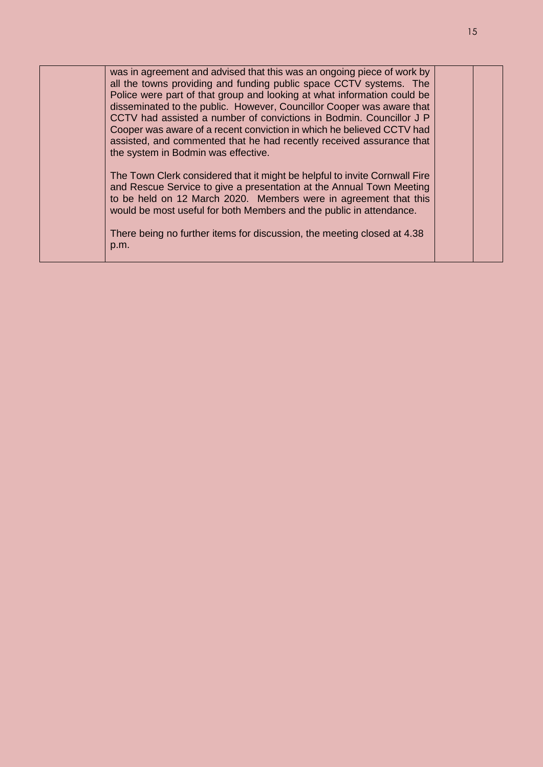| | | | |
|---|---|---|---|
| | was in agreement and advised that this was an ongoing piece of work by all the towns providing and funding public space CCTV systems. The Police were part of that group and looking at what information could be disseminated to the public. However, Councillor Cooper was aware that CCTV had assisted a number of convictions in Bodmin. Councillor J P Cooper was aware of a recent conviction in which he believed CCTV had assisted, and commented that he had recently received assurance that the system in Bodmin was effective.<br><br>The Town Clerk considered that it might be helpful to invite Cornwall Fire and Rescue Service to give a presentation at the Annual Town Meeting to be held on 12 March 2020. Members were in agreement that this would be most useful for both Members and the public in attendance.<br><br>There being no further items for discussion, the meeting closed at 4.38 p.m. | | |